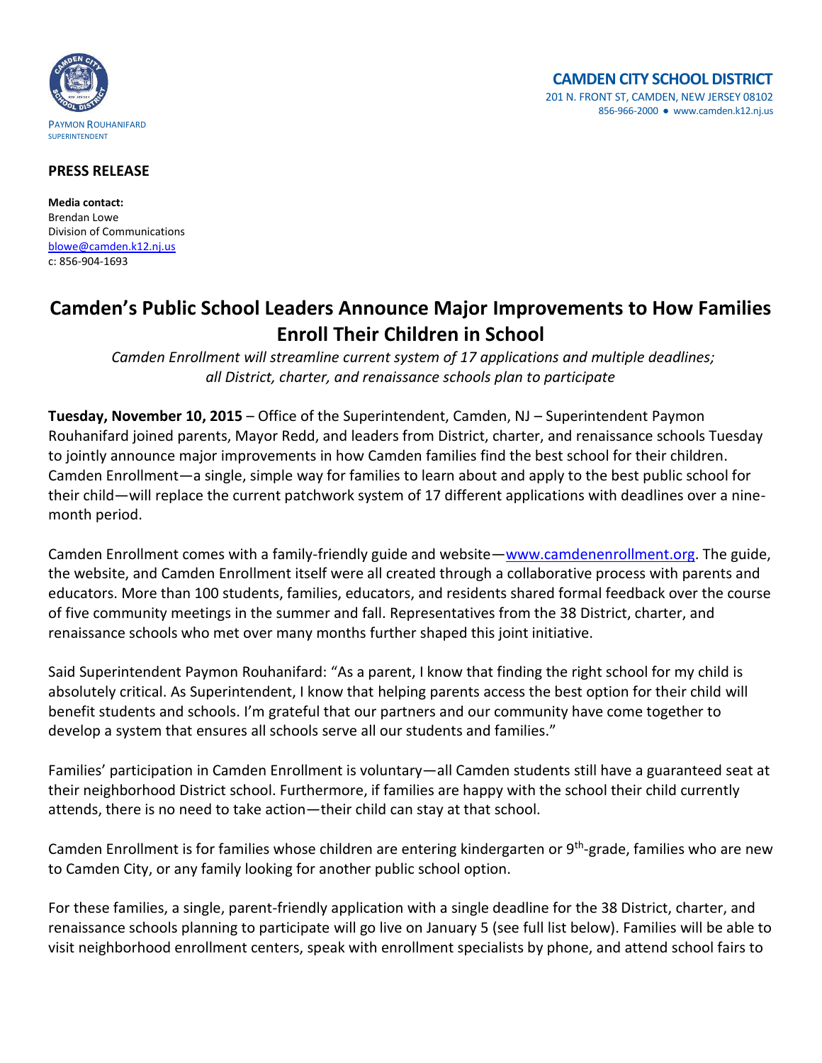PAYMON ROUHANIFARD
SUPERINTENDENT

**CAMDEN CITY SCHOOL DISTRICT**
201 N. FRONT ST, CAMDEN, NEW JERSEY 08102
856-966-2000 ● www.camden.k12.nj.us

**PRESS RELEASE**

**Media contact:**
Brendan Lowe
Division of Communications
blowe@camden.k12.nj.us
c: 856-904-1693

# Camden's Public School Leaders Announce Major Improvements to How Families Enroll Their Children in School

*Camden Enrollment will streamline current system of 17 applications and multiple deadlines; all District, charter, and renaissance schools plan to participate*

**Tuesday, November 10, 2015** – Office of the Superintendent, Camden, NJ – Superintendent Paymon Rouhanifard joined parents, Mayor Redd, and leaders from District, charter, and renaissance schools Tuesday to jointly announce major improvements in how Camden families find the best school for their children. Camden Enrollment—a single, simple way for families to learn about and apply to the best public school for their child—will replace the current patchwork system of 17 different applications with deadlines over a nine-month period.

Camden Enrollment comes with a family-friendly guide and website—www.camdenenrollment.org. The guide, the website, and Camden Enrollment itself were all created through a collaborative process with parents and educators. More than 100 students, families, educators, and residents shared formal feedback over the course of five community meetings in the summer and fall. Representatives from the 38 District, charter, and renaissance schools who met over many months further shaped this joint initiative.

Said Superintendent Paymon Rouhanifard: "As a parent, I know that finding the right school for my child is absolutely critical. As Superintendent, I know that helping parents access the best option for their child will benefit students and schools. I'm grateful that our partners and our community have come together to develop a system that ensures all schools serve all our students and families."

Families' participation in Camden Enrollment is voluntary—all Camden students still have a guaranteed seat at their neighborhood District school. Furthermore, if families are happy with the school their child currently attends, there is no need to take action—their child can stay at that school.

Camden Enrollment is for families whose children are entering kindergarten or 9th-grade, families who are new to Camden City, or any family looking for another public school option.

For these families, a single, parent-friendly application with a single deadline for the 38 District, charter, and renaissance schools planning to participate will go live on January 5 (see full list below). Families will be able to visit neighborhood enrollment centers, speak with enrollment specialists by phone, and attend school fairs to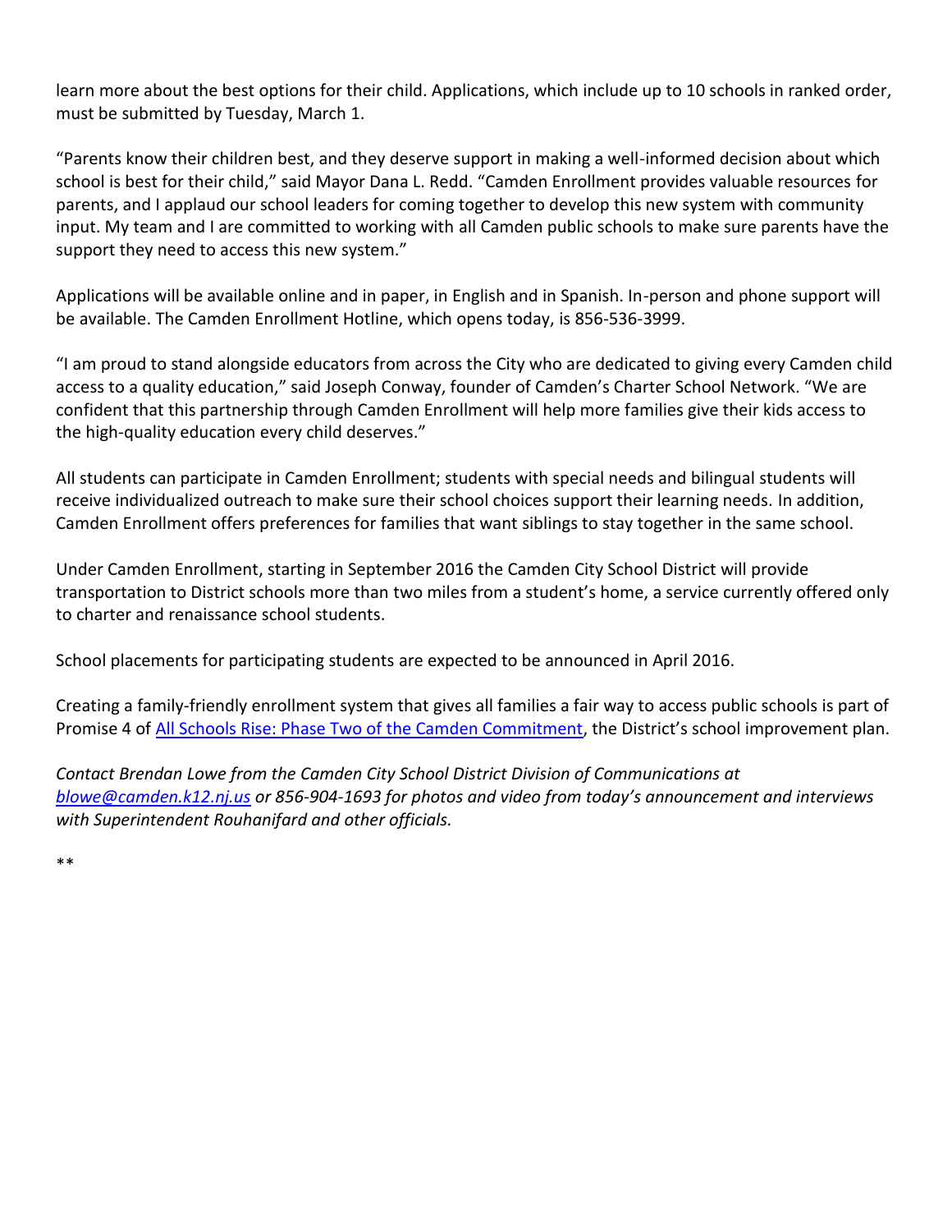learn more about the best options for their child. Applications, which include up to 10 schools in ranked order, must be submitted by Tuesday, March 1.

"Parents know their children best, and they deserve support in making a well-informed decision about which school is best for their child," said Mayor Dana L. Redd. "Camden Enrollment provides valuable resources for parents, and I applaud our school leaders for coming together to develop this new system with community input. My team and I are committed to working with all Camden public schools to make sure parents have the support they need to access this new system."

Applications will be available online and in paper, in English and in Spanish. In-person and phone support will be available. The Camden Enrollment Hotline, which opens today, is 856-536-3999.

"I am proud to stand alongside educators from across the City who are dedicated to giving every Camden child access to a quality education," said Joseph Conway, founder of Camden's Charter School Network. "We are confident that this partnership through Camden Enrollment will help more families give their kids access to the high-quality education every child deserves."

All students can participate in Camden Enrollment; students with special needs and bilingual students will receive individualized outreach to make sure their school choices support their learning needs. In addition, Camden Enrollment offers preferences for families that want siblings to stay together in the same school.

Under Camden Enrollment, starting in September 2016 the Camden City School District will provide transportation to District schools more than two miles from a student's home, a service currently offered only to charter and renaissance school students.

School placements for participating students are expected to be announced in April 2016.

Creating a family-friendly enrollment system that gives all families a fair way to access public schools is part of Promise 4 of All Schools Rise: Phase Two of the Camden Commitment, the District's school improvement plan.

*Contact Brendan Lowe from the Camden City School District Division of Communications at blowe@camden.k12.nj.us or 856-904-1693 for photos and video from today's announcement and interviews with Superintendent Rouhanifard and other officials.*

**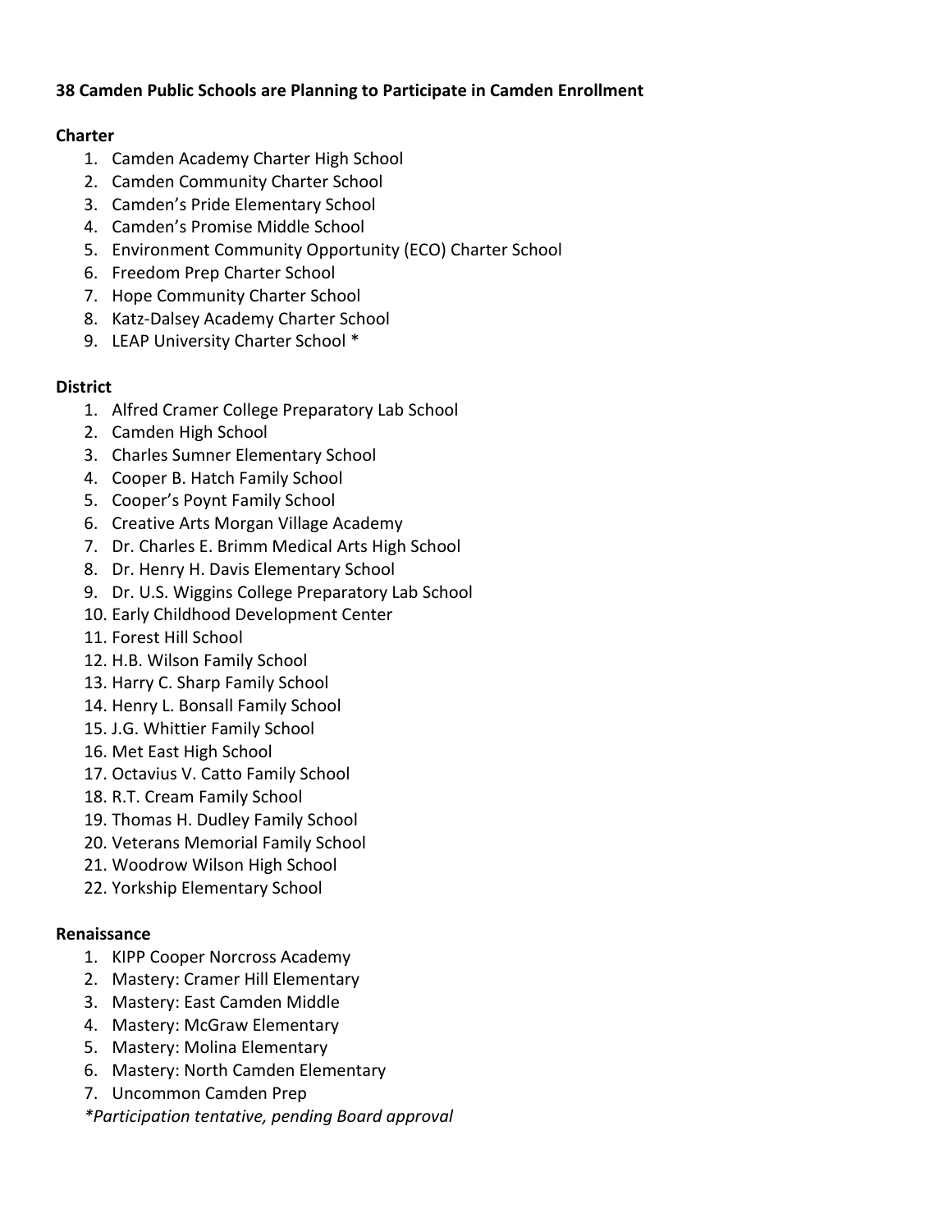**38 Camden Public Schools are Planning to Participate in Camden Enrollment**

**Charter**

1. Camden Academy Charter High School
2. Camden Community Charter School
3. Camden's Pride Elementary School
4. Camden's Promise Middle School
5. Environment Community Opportunity (ECO) Charter School
6. Freedom Prep Charter School
7. Hope Community Charter School
8. Katz-Dalsey Academy Charter School
9. LEAP University Charter School *

**District**

1. Alfred Cramer College Preparatory Lab School
2. Camden High School
3. Charles Sumner Elementary School
4. Cooper B. Hatch Family School
5. Cooper's Poynt Family School
6. Creative Arts Morgan Village Academy
7. Dr. Charles E. Brimm Medical Arts High School
8. Dr. Henry H. Davis Elementary School
9. Dr. U.S. Wiggins College Preparatory Lab School
10. Early Childhood Development Center
11. Forest Hill School
12. H.B. Wilson Family School
13. Harry C. Sharp Family School
14. Henry L. Bonsall Family School
15. J.G. Whittier Family School
16. Met East High School
17. Octavius V. Catto Family School
18. R.T. Cream Family School
19. Thomas H. Dudley Family School
20. Veterans Memorial Family School
21. Woodrow Wilson High School
22. Yorkship Elementary School

**Renaissance**

1. KIPP Cooper Norcross Academy
2. Mastery: Cramer Hill Elementary
3. Mastery: East Camden Middle
4. Mastery: McGraw Elementary
5. Mastery: Molina Elementary
6. Mastery: North Camden Elementary
7. Uncommon Camden Prep

*\*Participation tentative, pending Board approval*